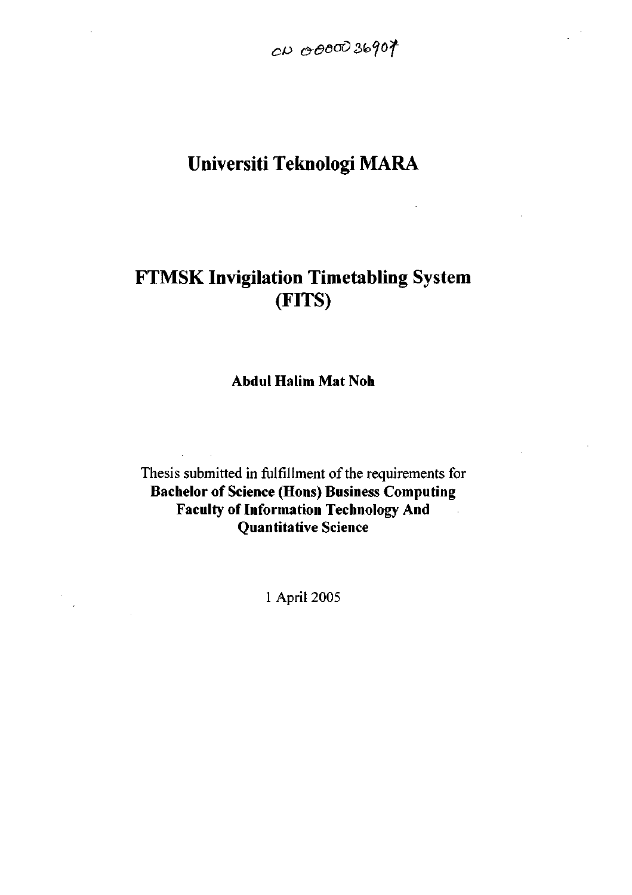CN 000036907

# Universiti Teknologi MARA

# FTMSK Invigilation Timetabling System (FITS)

**Abdul Halim Mat Noh**

Thesis submitted in fulfillment of the requirements for
**Bachelor of Science (Hons) Business Computing**
**Faculty of Information Technology And Quantitative Science**

1 April 2005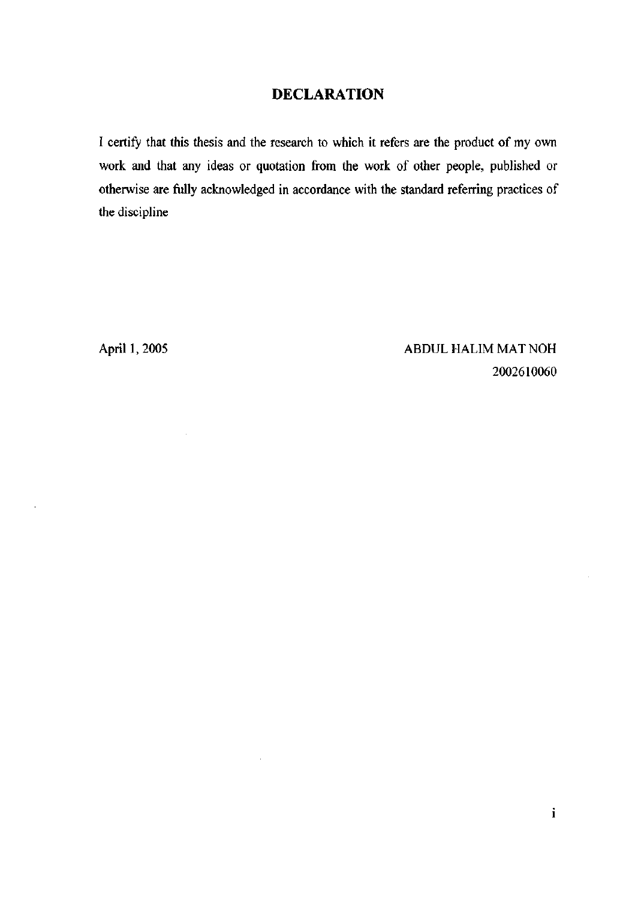# DECLARATION

I certify that this thesis and the research to which it refers are the product of my own work and that any ideas or quotation from the work of other people, published or otherwise are fully acknowledged in accordance with the standard referring practices of the discipline

April 1, 2005

ABDUL HALIM MAT NOH
2002610060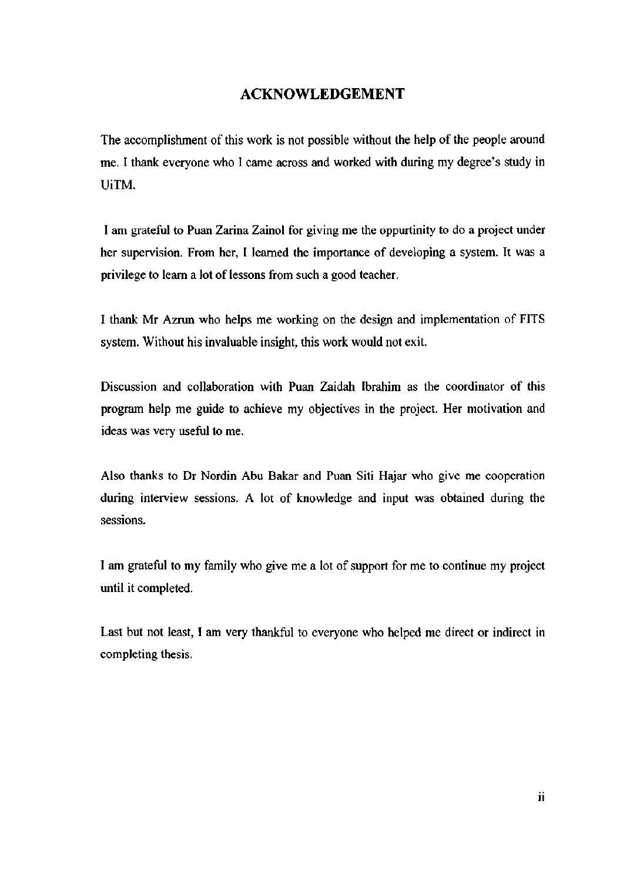# ACKNOWLEDGEMENT

The accomplishment of this work is not possible without the help of the people around me. I thank everyone who I came across and worked with during my degree's study in UiTM.

I am grateful to Puan Zarina Zainol for giving me the oppurtinity to do a project under her supervision. From her, I learned the importance of developing a system. It was a privilege to learn a lot of lessons from such a good teacher.

I thank Mr Azrun who helps me working on the design and implementation of FITS system. Without his invaluable insight, this work would not exit.

Discussion and collaboration with Puan Zaidah Ibrahim as the coordinator of this program help me guide to achieve my objectives in the project. Her motivation and ideas was very useful to me.

Also thanks to Dr Nordin Abu Bakar and Puan Siti Hajar who give me cooperation during interview sessions. A lot of knowledge and input was obtained during the sessions.

I am grateful to my family who give me a lot of support for me to continue my project until it completed.

Last but not least, I am very thankful to everyone who helped me direct or indirect in completing thesis.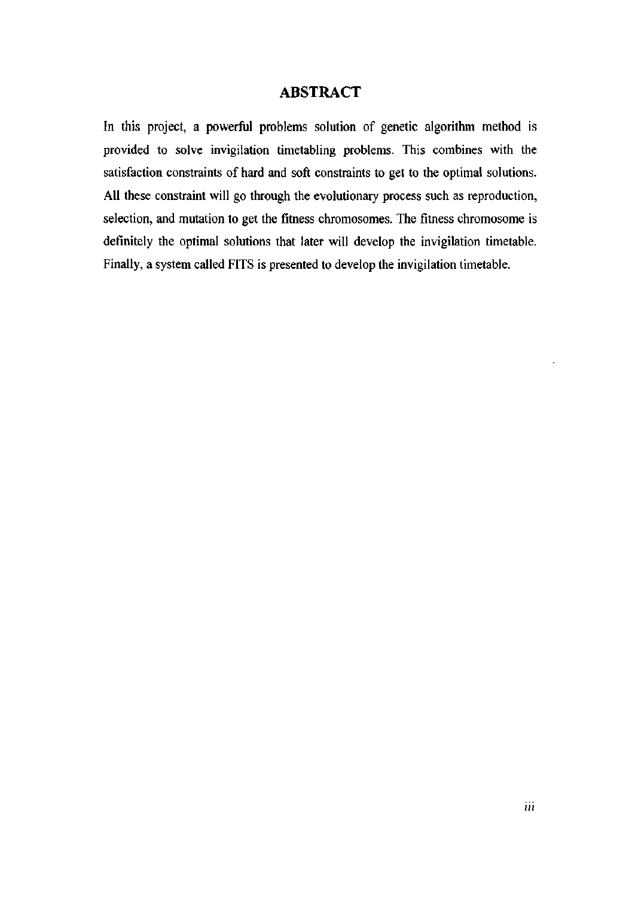# ABSTRACT

In this project, a powerful problems solution of genetic algorithm method is provided to solve invigilation timetabling problems. This combines with the satisfaction constraints of hard and soft constraints to get to the optimal solutions. All these constraint will go through the evolutionary process such as reproduction, selection, and mutation to get the fitness chromosomes. The fitness chromosome is definitely the optimal solutions that later will develop the invigilation timetable. Finally, a system called FITS is presented to develop the invigilation timetable.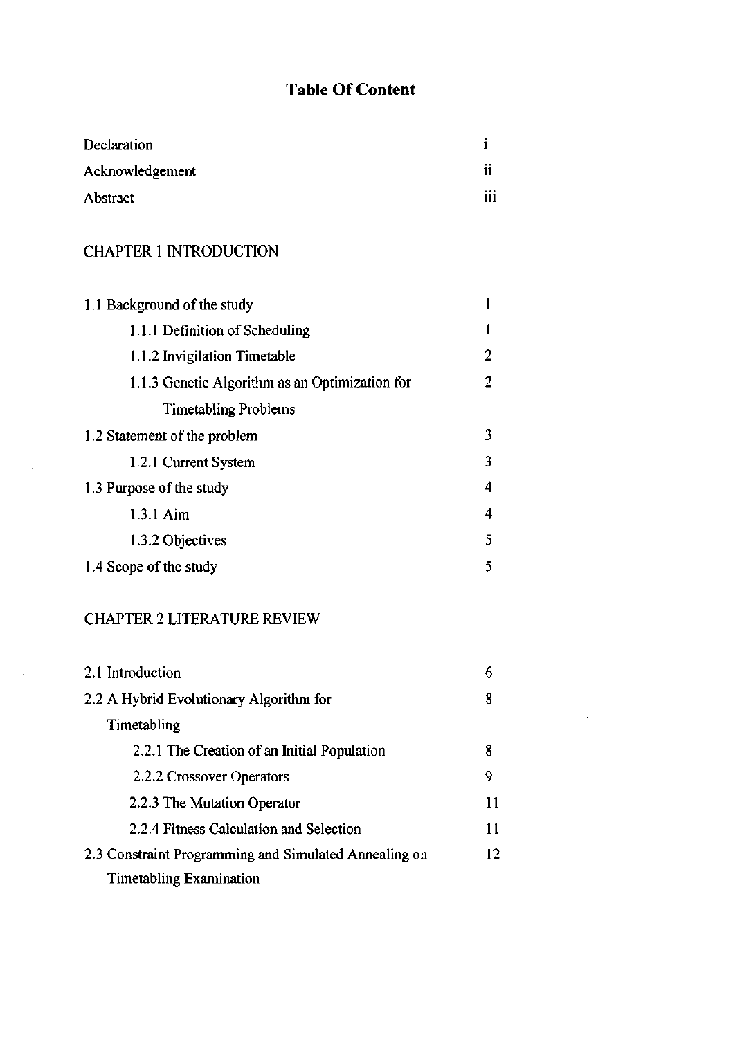# Table Of Content

| | |
|---|---|
| Declaration | i |
| Acknowledgement | ii |
| Abstract | iii |

## CHAPTER 1 INTRODUCTION

| | |
|---|---|
| 1.1 Background of the study | 1 |
| 1.1.1 Definition of Scheduling | 1 |
| 1.1.2 Invigilation Timetable | 2 |
| 1.1.3 Genetic Algorithm as an Optimization for Timetabling Problems | 2 |
| 1.2 Statement of the problem | 3 |
| 1.2.1 Current System | 3 |
| 1.3 Purpose of the study | 4 |
| 1.3.1 Aim | 4 |
| 1.3.2 Objectives | 5 |
| 1.4 Scope of the study | 5 |

## CHAPTER 2 LITERATURE REVIEW

| | |
|---|---|
| 2.1 Introduction | 6 |
| 2.2 A Hybrid Evolutionary Algorithm for Timetabling | 8 |
| 2.2.1 The Creation of an Initial Population | 8 |
| 2.2.2 Crossover Operators | 9 |
| 2.2.3 The Mutation Operator | 11 |
| 2.2.4 Fitness Calculation and Selection | 11 |
| 2.3 Constraint Programming and Simulated Annealing on Timetabling Examination | 12 |